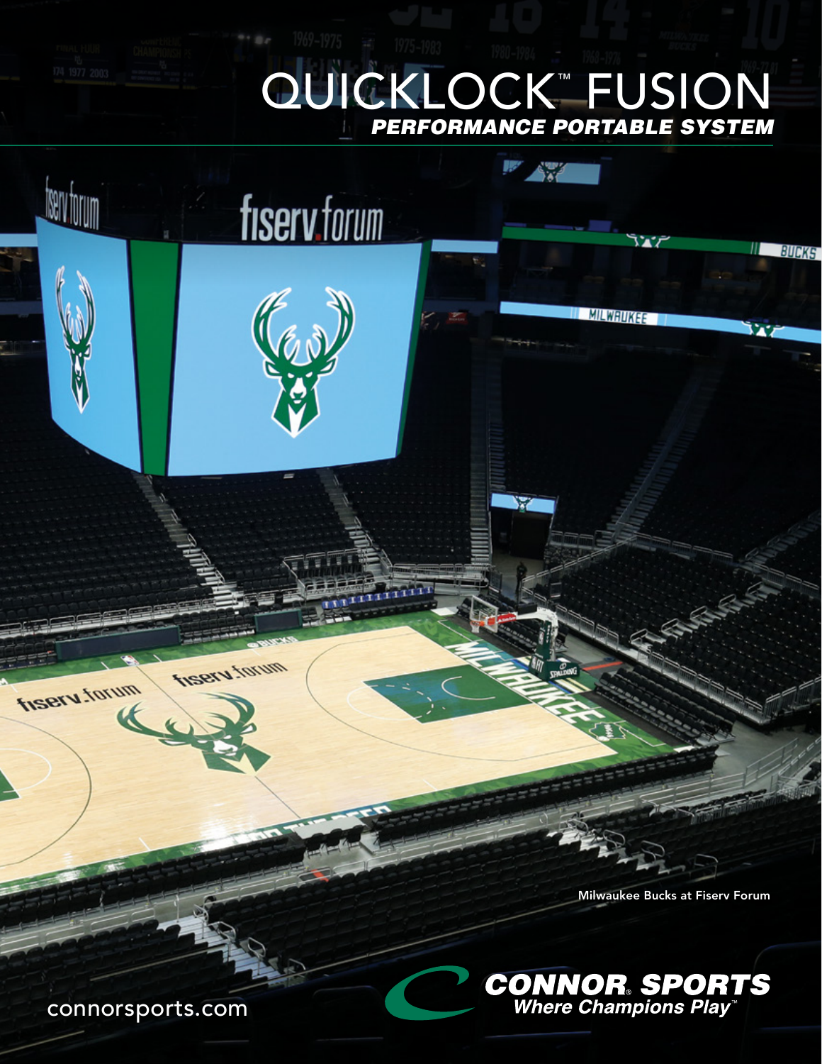# QUICKLOCK™ FUSION

## *PERFORMANCE PORTABLE SYSTEM*

Milwaukee Bucks at Fiserv Forum

connorsports.com

**CONNOR® SPORTS**
*Where Champions Play™*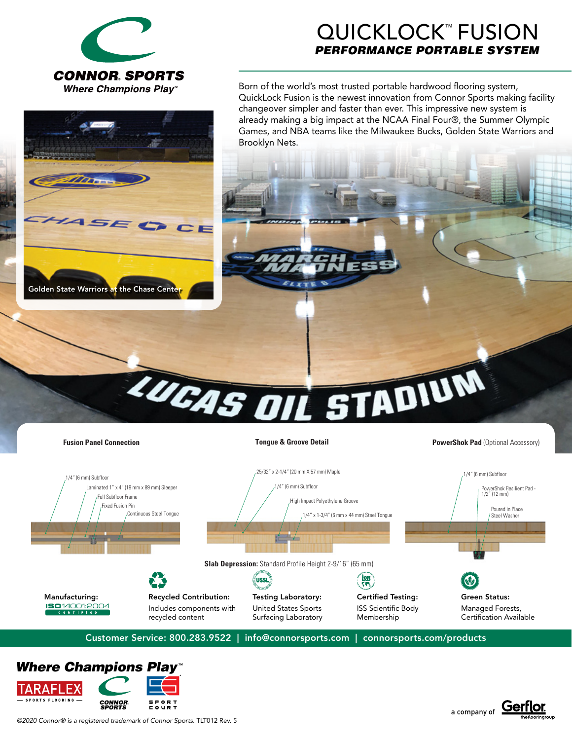# QUICKLOCK™ FUSION

## *PERFORMANCE PORTABLE SYSTEM*

**CONNOR® SPORTS**
*Where Champions Play™*

Born of the world's most trusted portable hardwood flooring system, QuickLock Fusion is the newest innovation from Connor Sports making facility changeover simpler and faster than ever. This impressive new system is already making a big impact at the NCAA Final Four®, the Summer Olympic Games, and NBA teams like the Milwaukee Bucks, Golden State Warriors and Brooklyn Nets.

Golden State Warriors at the Chase Center

### Fusion Panel Connection

- 1/4" (6 mm) Subfloor
- Laminated 1" x 4" (19 mm x 89 mm) Sleeper
- Full Subfloor Frame
- Fixed Fusion Pin
- Continuous Steel Tongue

### Tongue & Groove Detail

- 25/32" x 2-1/4" (20 mm X 57 mm) Maple
- 1/4" (6 mm) Subfloor
- High Impact Polyethylene Groove
- 1/4" x 1-3/4" (6 mm x 44 mm) Steel Tongue

### PowerShok Pad (Optional Accessory)

- 1/4" (6 mm) Subfloor
- PowerShok Resilient Pad - 1/2" (12 mm)
- Poured in Place Steel Washer

**Slab Depression:** Standard Profile Height 2-9/16" (65 mm)

**Manufacturing:** ISO14001:2004 CERTIFIED

**Recycled Contribution:** Includes components with recycled content

**Testing Laboratory:** United States Sports Surfacing Laboratory

**Certified Testing:** ISS Scientific Body Membership

**Green Status:** Managed Forests, Certification Available

Customer Service: 800.283.9522 | info@connorsports.com | connorsports.com/products

***Where Champions Play™***

TARAFLEX® SPORTS FLOORING | CONNOR® SPORTS | SPORT COURT

a company of Gerflor theflooringgroup

*©2020 Connor® is a registered trademark of Connor Sports.* TLT012 Rev. 5